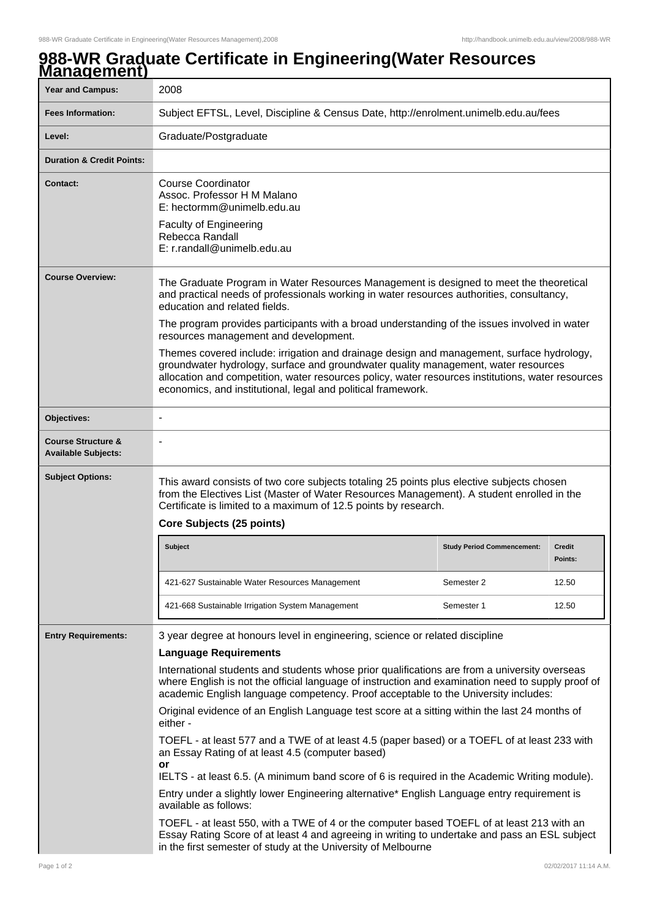# 988-WR Graduate Certificate in Engineering(Water Resources Management)

**Year and Campus:** 2008

**Fees Information:** Subject EFTSL, Level, Discipline & Census Date, http://enrolment.unimelb.edu.au/fees

**Level:** Graduate/Postgraduate

**Duration & Credit Points:**

**Contact:**

Course Coordinator
Assoc. Professor H M Malano
E: hectormm@unimelb.edu.au

Faculty of Engineering
Rebecca Randall
E: r.randall@unimelb.edu.au

**Course Overview:**

The Graduate Program in Water Resources Management is designed to meet the theoretical and practical needs of professionals working in water resources authorities, consultancy, education and related fields.

The program provides participants with a broad understanding of the issues involved in water resources management and development.

Themes covered include: irrigation and drainage design and management, surface hydrology, groundwater hydrology, surface and groundwater quality management, water resources allocation and competition, water resources policy, water resources institutions, water resources economics, and institutional, legal and political framework.

**Objectives:** -

**Course Structure & Available Subjects:** -

**Subject Options:**

This award consists of two core subjects totaling 25 points plus elective subjects chosen from the Electives List (Master of Water Resources Management). A student enrolled in the Certificate is limited to a maximum of 12.5 points by research.

**Core Subjects (25 points)**

| Subject | Study Period Commencement: | Credit Points: |
| --- | --- | --- |
| 421-627 Sustainable Water Resources Management | Semester 2 | 12.50 |
| 421-668 Sustainable Irrigation System Management | Semester 1 | 12.50 |

**Entry Requirements:**

3 year degree at honours level in engineering, science or related discipline

**Language Requirements**

International students and students whose prior qualifications are from a university overseas where English is not the official language of instruction and examination need to supply proof of academic English language competency. Proof acceptable to the University includes:

Original evidence of an English Language test score at a sitting within the last 24 months of either -

TOEFL - at least 577 and a TWE of at least 4.5 (paper based) or a TOEFL of at least 233 with an Essay Rating of at least 4.5 (computer based)
**or**
IELTS - at least 6.5. (A minimum band score of 6 is required in the Academic Writing module).

Entry under a slightly lower Engineering alternative* English Language entry requirement is available as follows:

TOEFL - at least 550, with a TWE of 4 or the computer based TOEFL of at least 213 with an Essay Rating Score of at least 4 and agreeing in writing to undertake and pass an ESL subject in the first semester of study at the University of Melbourne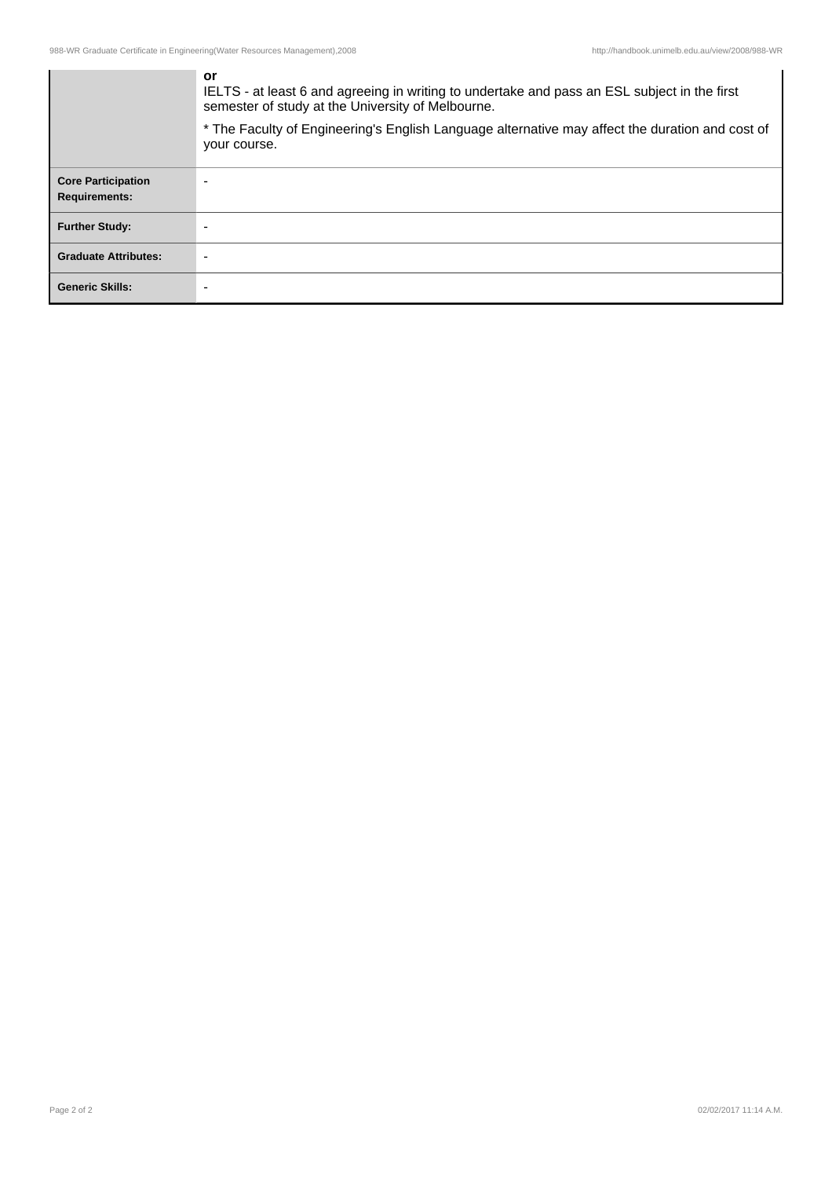| | |
|---|---|
| | **or**<br>IELTS - at least 6 and agreeing in writing to undertake and pass an ESL subject in the first semester of study at the University of Melbourne.<br><br>* The Faculty of Engineering's English Language alternative may affect the duration and cost of your course. |
| **Core Participation Requirements:** | - |
| **Further Study:** | - |
| **Graduate Attributes:** | - |
| **Generic Skills:** | - |